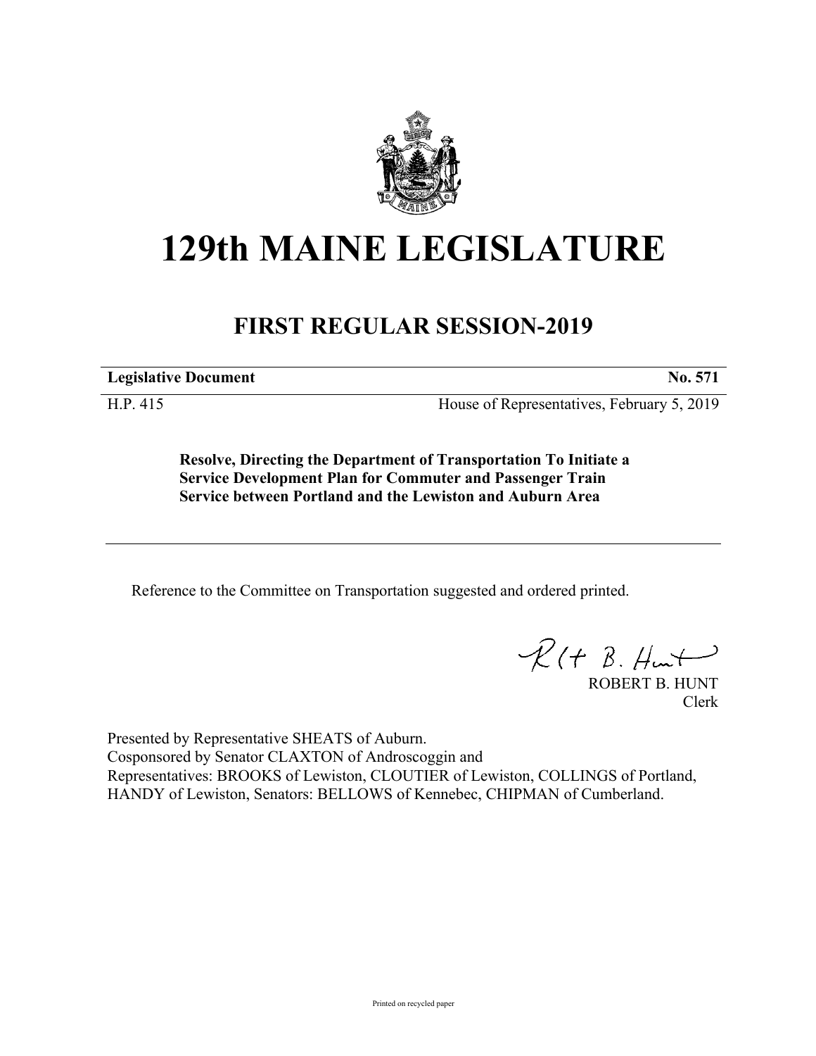# 129th MAINE LEGISLATURE

## FIRST REGULAR SESSION-2019

**Legislative Document** **No. 571**

H.P. 415 House of Representatives, February 5, 2019

**Resolve, Directing the Department of Transportation To Initiate a Service Development Plan for Commuter and Passenger Train Service between Portland and the Lewiston and Auburn Area**

---

Reference to the Committee on Transportation suggested and ordered printed.

ROBERT B. HUNT
Clerk

Presented by Representative SHEATS of Auburn.
Cosponsored by Senator CLAXTON of Androscoggin and
Representatives: BROOKS of Lewiston, CLOUTIER of Lewiston, COLLINGS of Portland, HANDY of Lewiston, Senators: BELLOWS of Kennebec, CHIPMAN of Cumberland.

Printed on recycled paper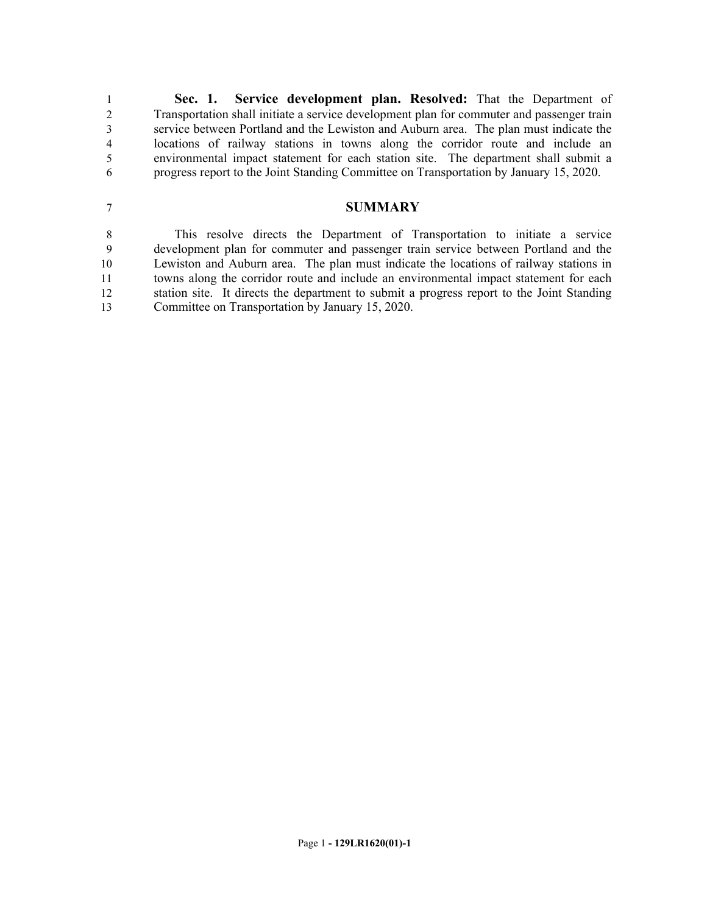**Sec. 1. Service development plan. Resolved:** That the Department of Transportation shall initiate a service development plan for commuter and passenger train service between Portland and the Lewiston and Auburn area. The plan must indicate the locations of railway stations in towns along the corridor route and include an environmental impact statement for each station site. The department shall submit a progress report to the Joint Standing Committee on Transportation by January 15, 2020.

## SUMMARY

This resolve directs the Department of Transportation to initiate a service development plan for commuter and passenger train service between Portland and the Lewiston and Auburn area. The plan must indicate the locations of railway stations in towns along the corridor route and include an environmental impact statement for each station site. It directs the department to submit a progress report to the Joint Standing Committee on Transportation by January 15, 2020.